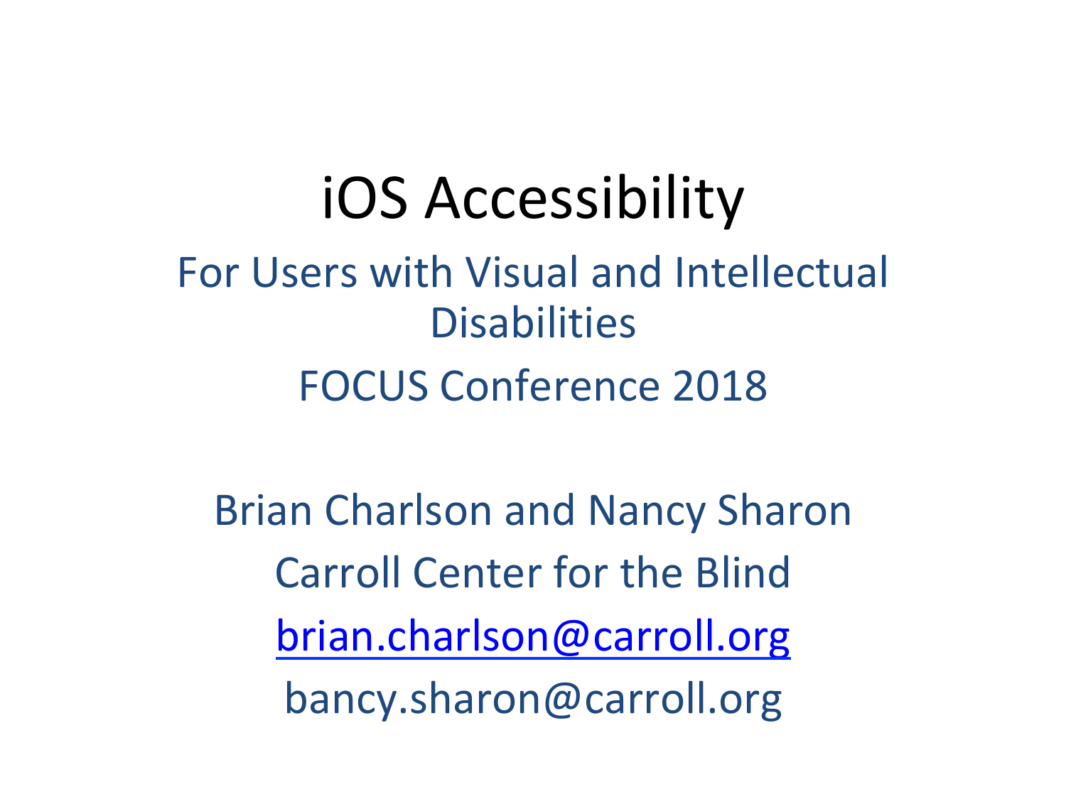# iOS Accessibility

For Users with Visual and Intellectual Disabilities

FOCUS Conference 2018

Brian Charlson and Nancy Sharon

Carroll Center for the Blind

brian.charlson@carroll.org

bancy.sharon@carroll.org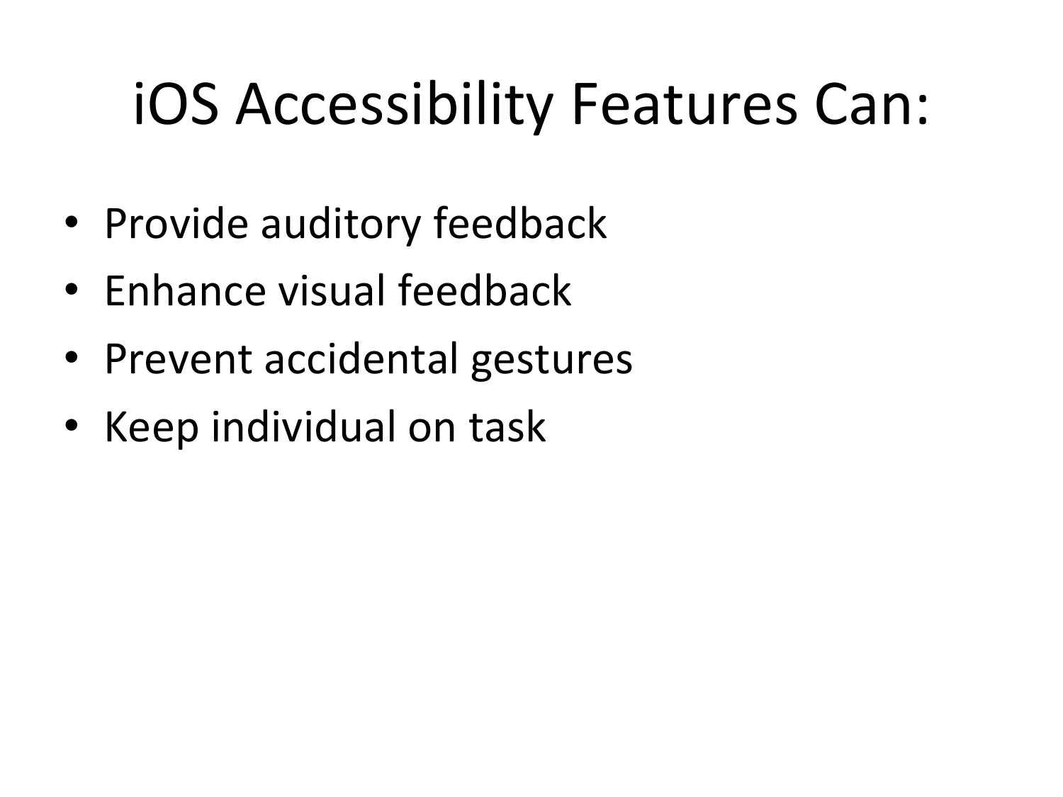# iOS Accessibility Features Can:

- Provide auditory feedback
- Enhance visual feedback
- Prevent accidental gestures
- Keep individual on task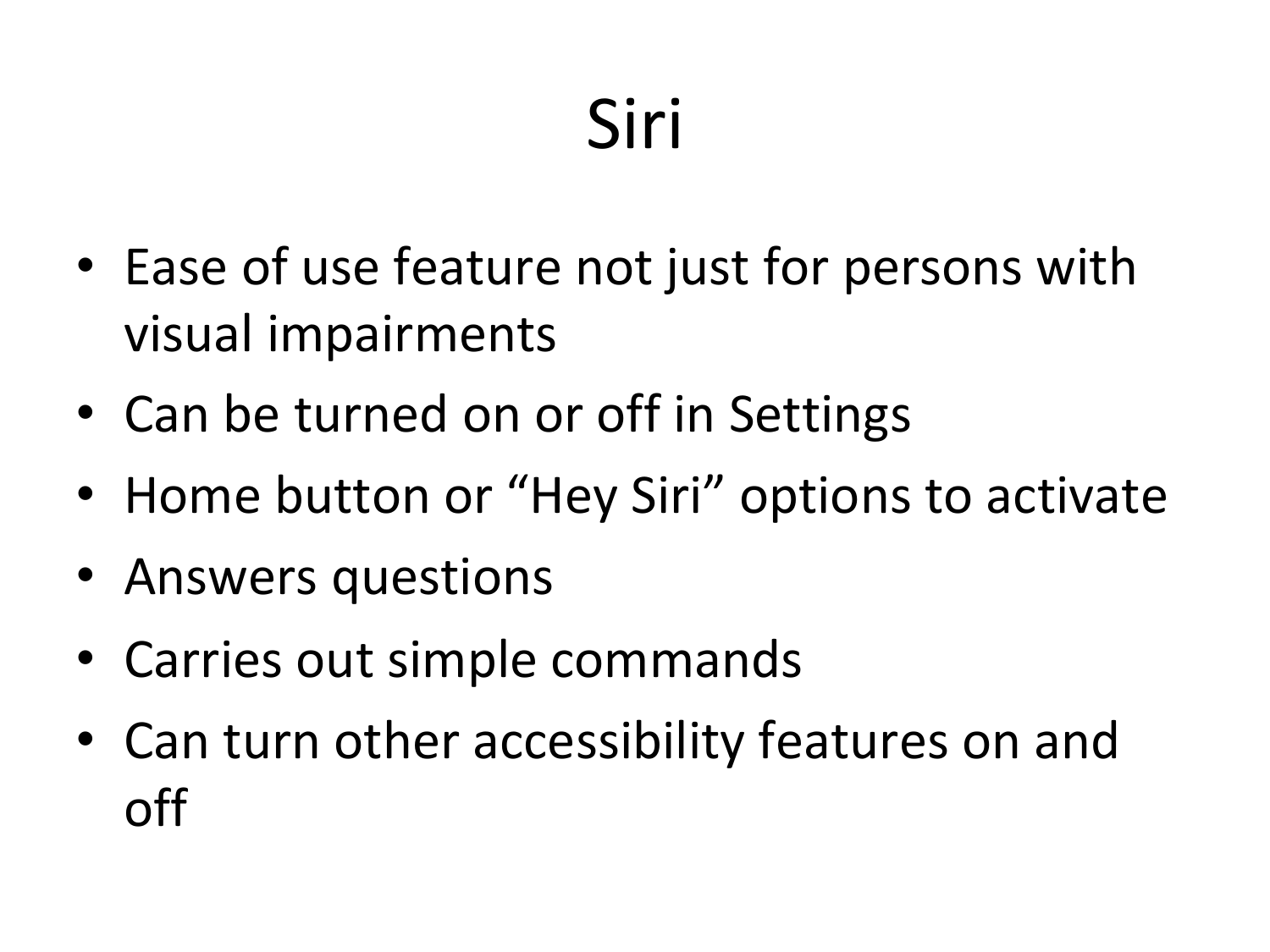# Siri

- Ease of use feature not just for persons with visual impairments
- Can be turned on or off in Settings
- Home button or “Hey Siri” options to activate
- Answers questions
- Carries out simple commands
- Can turn other accessibility features on and off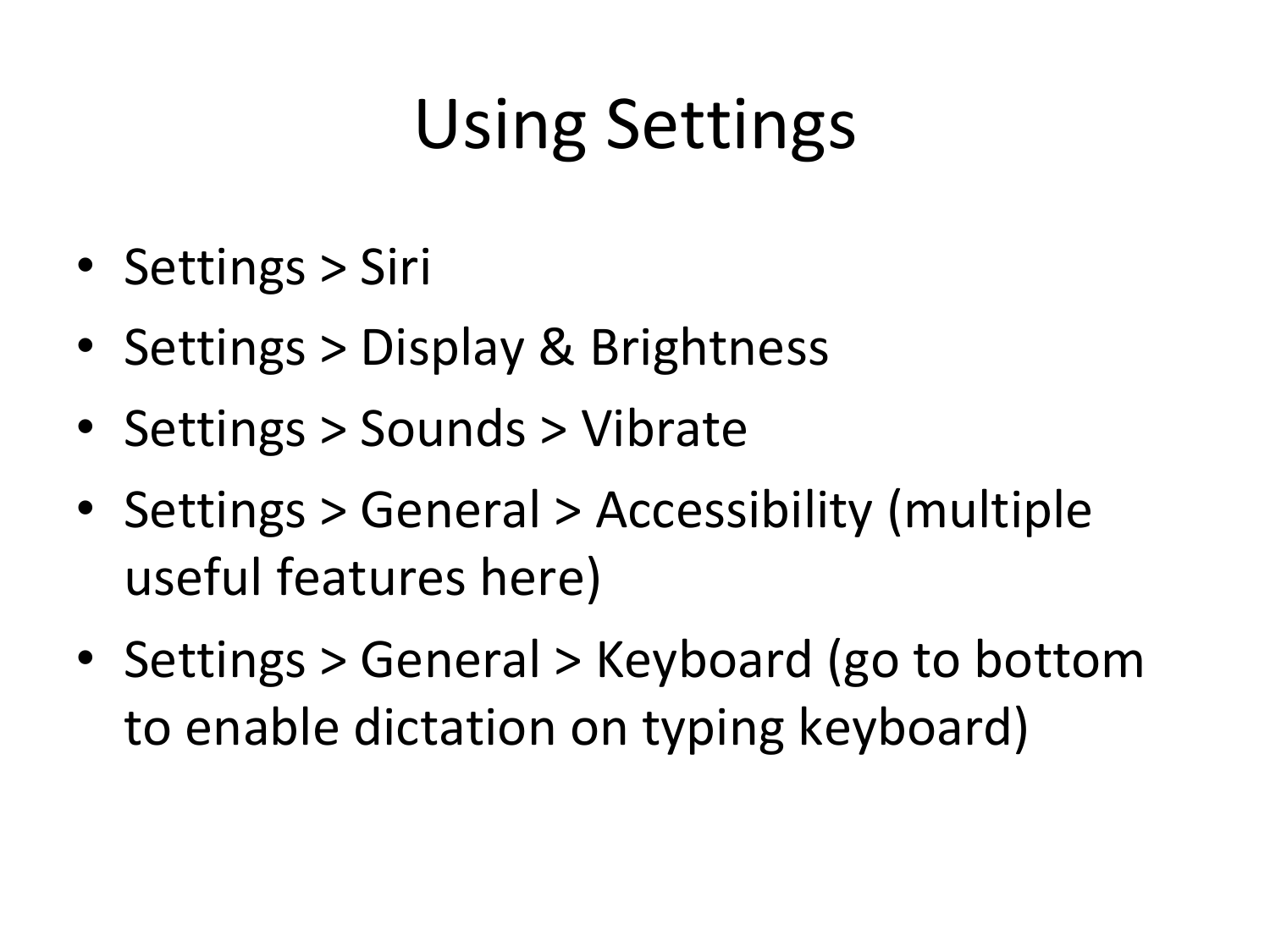# Using Settings

- Settings > Siri
- Settings > Display & Brightness
- Settings > Sounds > Vibrate
- Settings > General > Accessibility (multiple useful features here)
- Settings > General > Keyboard (go to bottom to enable dictation on typing keyboard)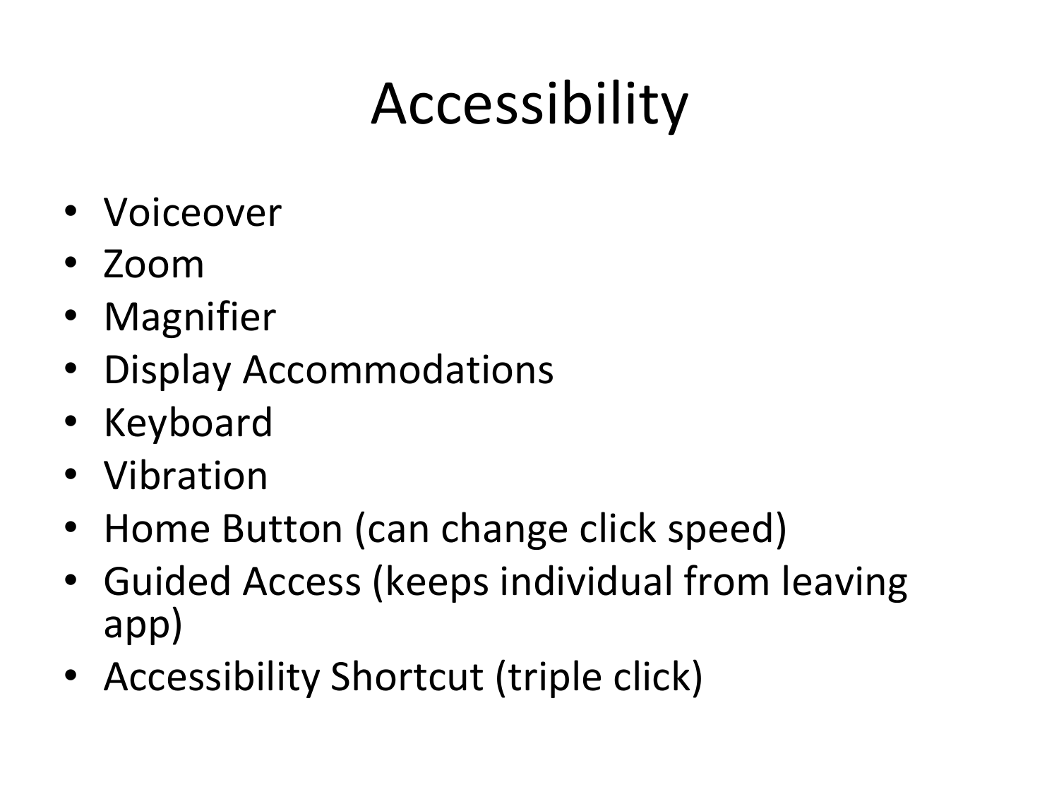# Accessibility

- Voiceover
- Zoom
- Magnifier
- Display Accommodations
- Keyboard
- Vibration
- Home Button (can change click speed)
- Guided Access (keeps individual from leaving app)
- Accessibility Shortcut (triple click)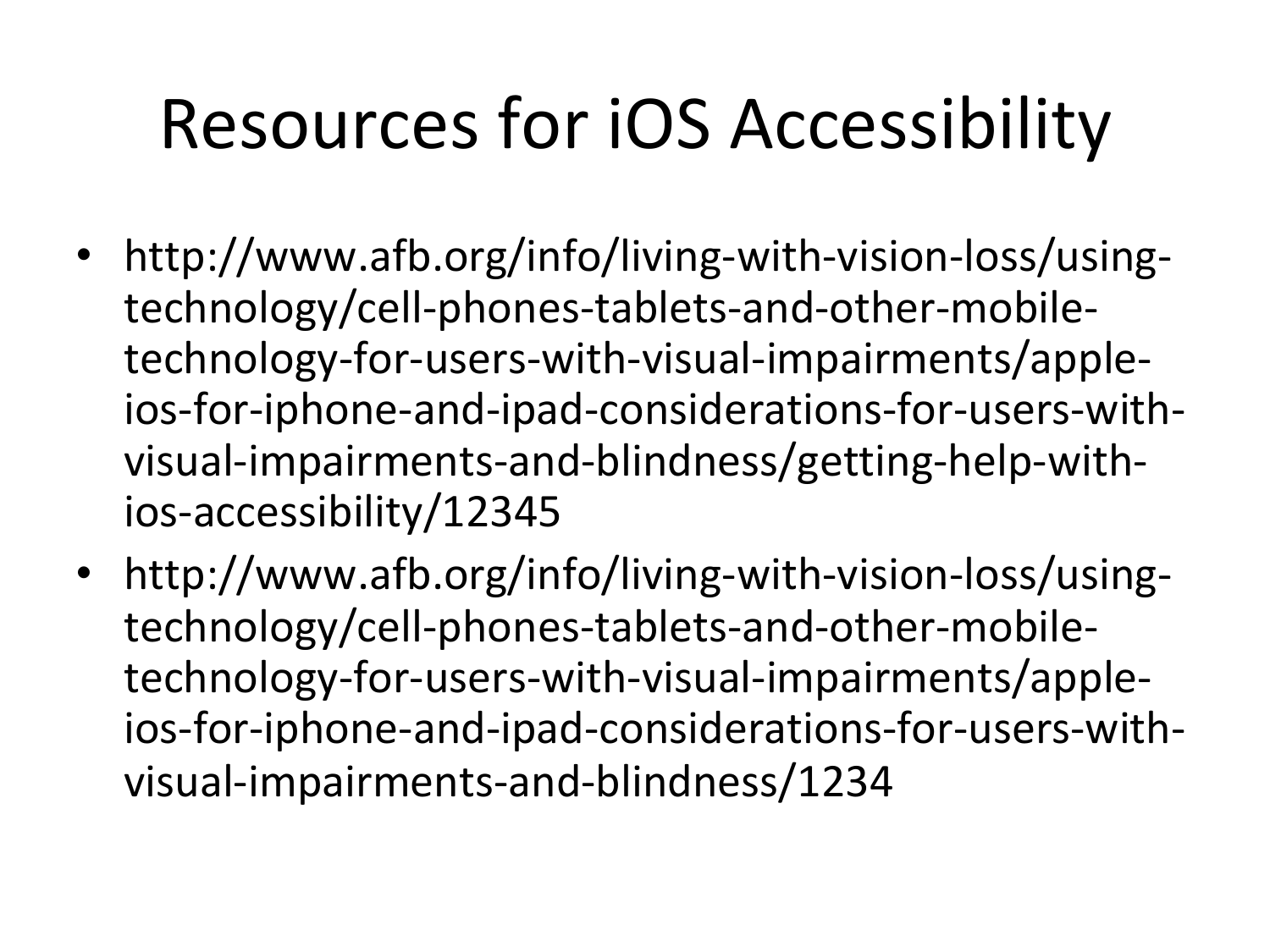# Resources for iOS Accessibility

- http://www.afb.org/info/living-with-vision-loss/using-technology/cell-phones-tablets-and-other-mobile-technology-for-users-with-visual-impairments/apple-ios-for-iphone-and-ipad-considerations-for-users-with-visual-impairments-and-blindness/getting-help-with-ios-accessibility/12345
- http://www.afb.org/info/living-with-vision-loss/using-technology/cell-phones-tablets-and-other-mobile-technology-for-users-with-visual-impairments/apple-ios-for-iphone-and-ipad-considerations-for-users-with-visual-impairments-and-blindness/1234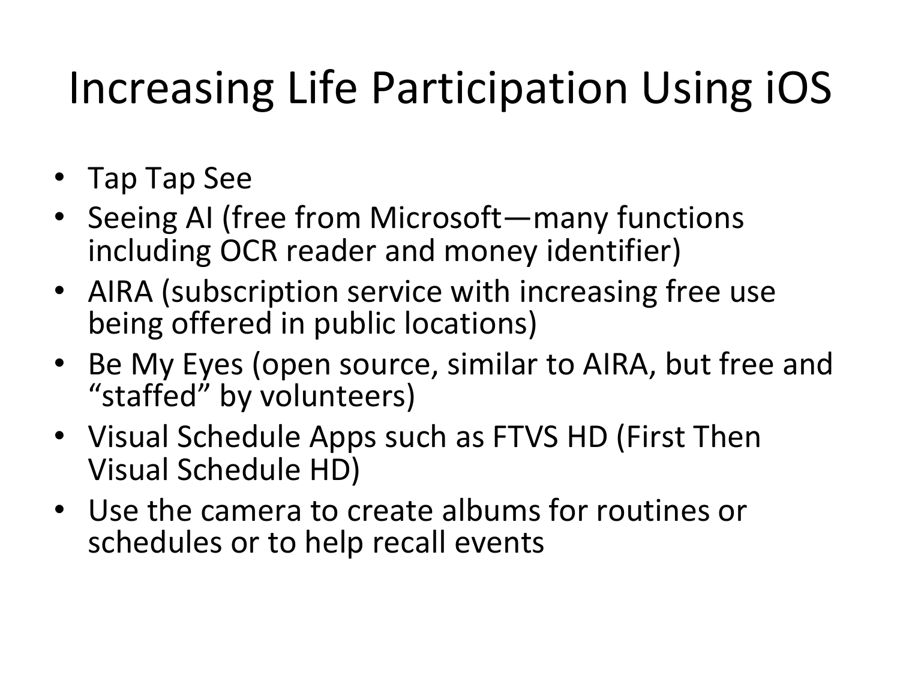# Increasing Life Participation Using iOS

- Tap Tap See
- Seeing AI (free from Microsoft—many functions including OCR reader and money identifier)
- AIRA (subscription service with increasing free use being offered in public locations)
- Be My Eyes (open source, similar to AIRA, but free and "staffed" by volunteers)
- Visual Schedule Apps such as FTVS HD (First Then Visual Schedule HD)
- Use the camera to create albums for routines or schedules or to help recall events